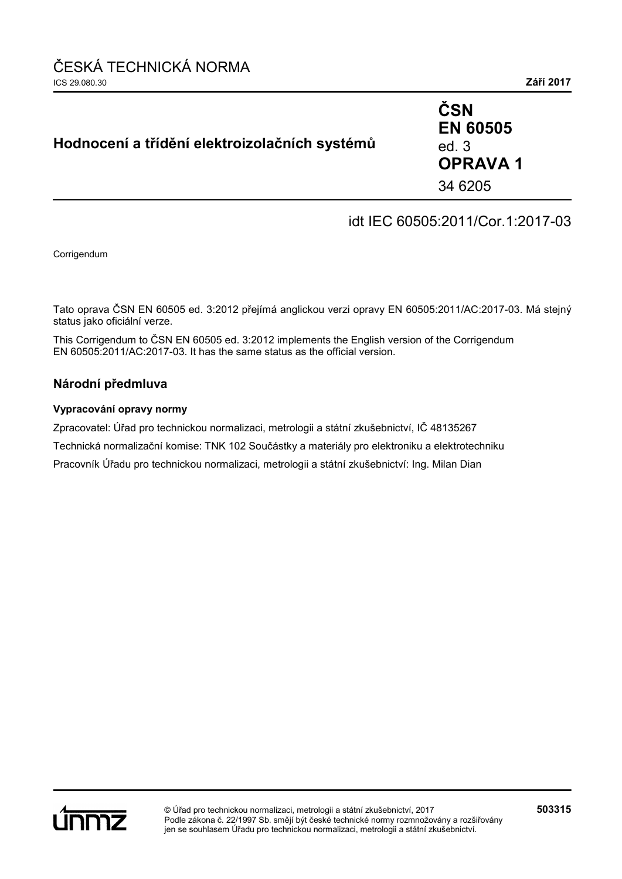ČESKÁ TECHNICKÁ NORMA

ICS 29.080.30 **Září 2017**

# Hodnocení a třídění elektroizolačních systémů

**ČSN EN 60505** ed. 3 **OPRAVA 1**

34 6205

idt IEC 60505:2011/Cor.1:2017-03

Corrigendum

Tato oprava ČSN EN 60505 ed. 3:2012 přejímá anglickou verzi opravy EN 60505:2011/AC:2017-03. Má stejný status jako oficiální verze.

This Corrigendum to ČSN EN 60505 ed. 3:2012 implements the English version of the Corrigendum EN 60505:2011/AC:2017-03. It has the same status as the official version.

## Národní předmluva

### Vypracování opravy normy

Zpracovatel: Úřad pro technickou normalizaci, metrologii a státní zkušebnictví, IČ 48135267

Technická normalizační komise: TNK 102 Součástky a materiály pro elektroniku a elektrotechniku

Pracovník Úřadu pro technickou normalizaci, metrologii a státní zkušebnictví: Ing. Milan Dian

© Úřad pro technickou normalizaci, metrologii a státní zkušebnictví, 2017
Podle zákona č. 22/1997 Sb. smějí být české technické normy rozmnožovány a rozšiřovány jen se souhlasem Úřadu pro technickou normalizaci, metrologii a státní zkušebnictví.

**503315**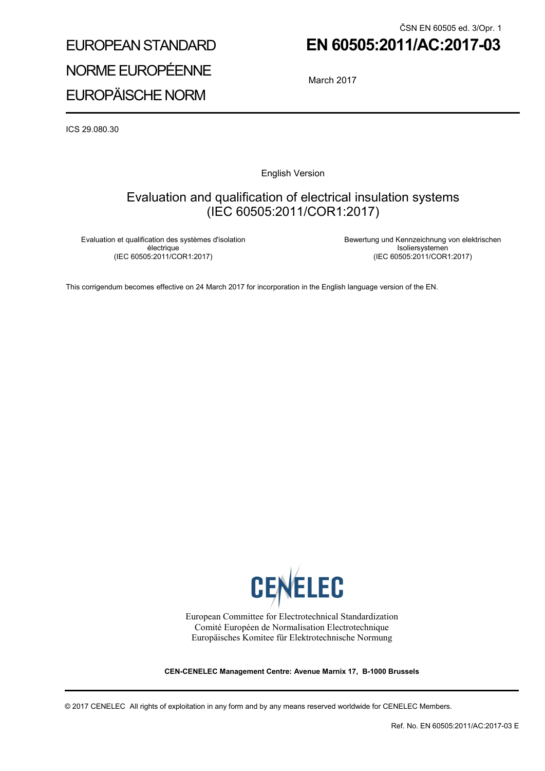ČSN EN 60505 ed. 3/Opr. 1

EUROPEAN STANDARD
NORME EUROPÉENNE
EUROPÄISCHE NORM

# EN 60505:2011/AC:2017-03

March 2017

ICS 29.080.30

English Version

## Evaluation and qualification of electrical insulation systems (IEC 60505:2011/COR1:2017)

Evaluation et qualification des systèmes d'isolation électrique
(IEC 60505:2011/COR1:2017)

Bewertung und Kennzeichnung von elektrischen Isoliersystemen
(IEC 60505:2011/COR1:2017)

This corrigendum becomes effective on 24 March 2017 for incorporation in the English language version of the EN.

CENELEC

European Committee for Electrotechnical Standardization
Comité Européen de Normalisation Electrotechnique
Europäisches Komitee für Elektrotechnische Normung

**CEN-CENELEC Management Centre: Avenue Marnix 17, B-1000 Brussels**

© 2017 CENELEC All rights of exploitation in any form and by any means reserved worldwide for CENELEC Members.

Ref. No. EN 60505:2011/AC:2017-03 E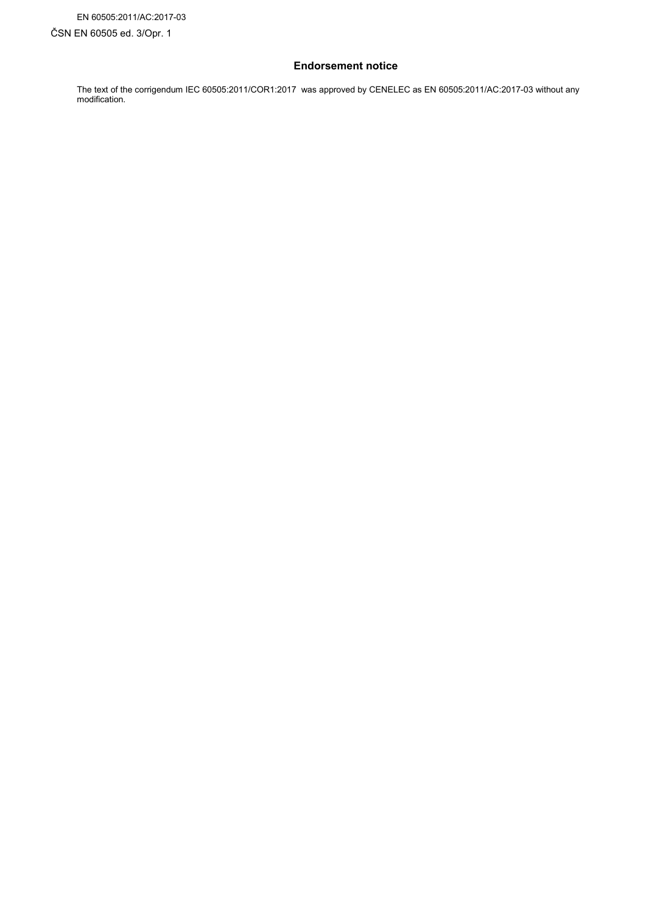## Endorsement notice

The text of the corrigendum IEC 60505:2011/COR1:2017 was approved by CENELEC as EN 60505:2011/AC:2017-03 without any modification.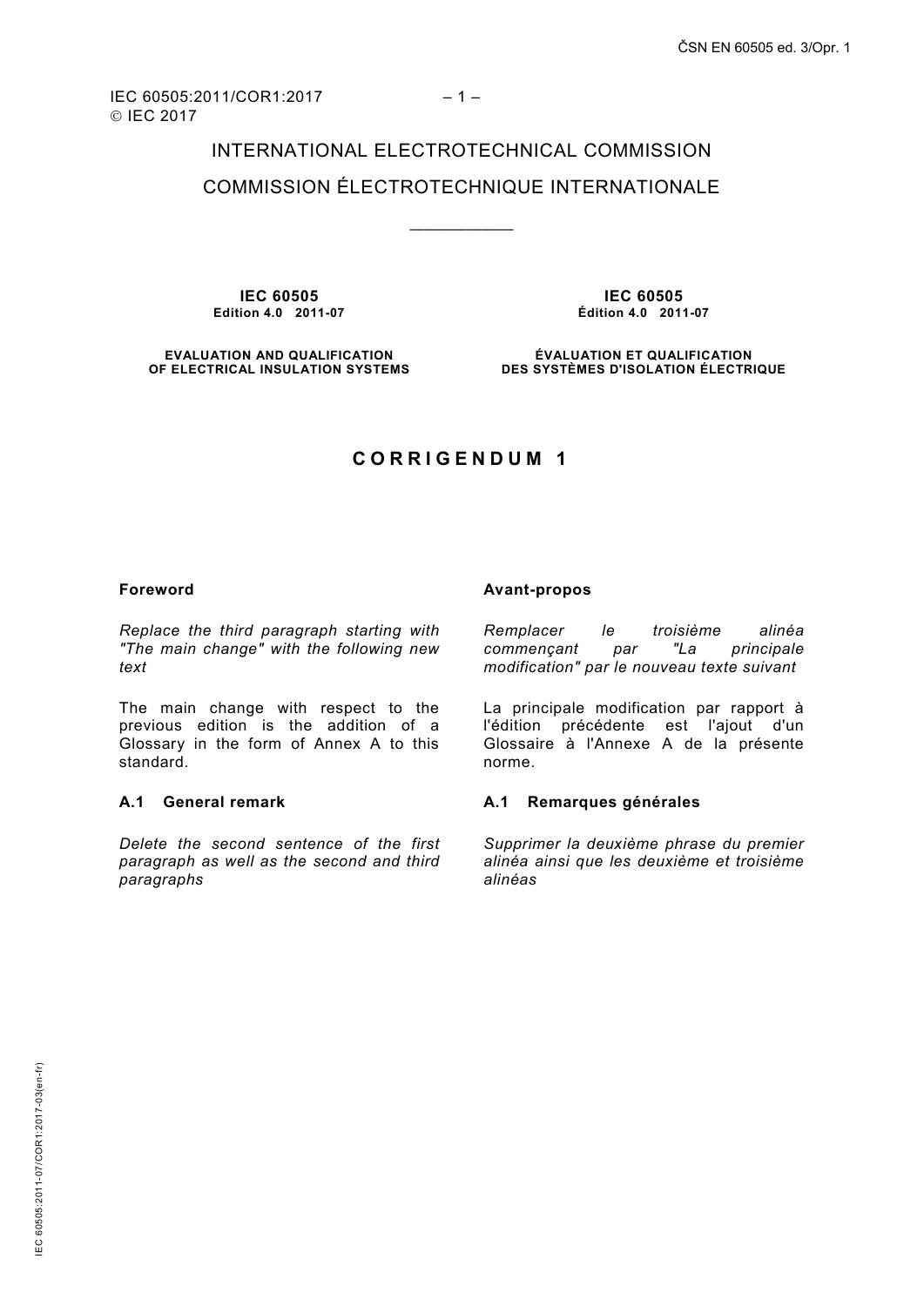IEC 60505:2011/COR1:2017
© IEC 2017

INTERNATIONAL ELECTROTECHNICAL COMMISSION

COMMISSION ÉLECTROTECHNIQUE INTERNATIONALE

**IEC 60505**
**Edition 4.0 2011-07**

**EVALUATION AND QUALIFICATION OF ELECTRICAL INSULATION SYSTEMS**

**IEC 60505**
**Édition 4.0 2011-07**

**ÉVALUATION ET QUALIFICATION DES SYSTÈMES D'ISOLATION ÉLECTRIQUE**

# CORRIGENDUM 1

**Foreword**

*Replace the third paragraph starting with "The main change" with the following new text*

The main change with respect to the previous edition is the addition of a Glossary in the form of Annex A to this standard.

**A.1 General remark**

*Delete the second sentence of the first paragraph as well as the second and third paragraphs*

**Avant-propos**

*Remplacer le troisième alinéa commençant par "La principale modification" par le nouveau texte suivant*

La principale modification par rapport à l'édition précédente est l'ajout d'un Glossaire à l'Annexe A de la présente norme.

**A.1 Remarques générales**

*Supprimer la deuxième phrase du premier alinéa ainsi que les deuxième et troisième alinéas*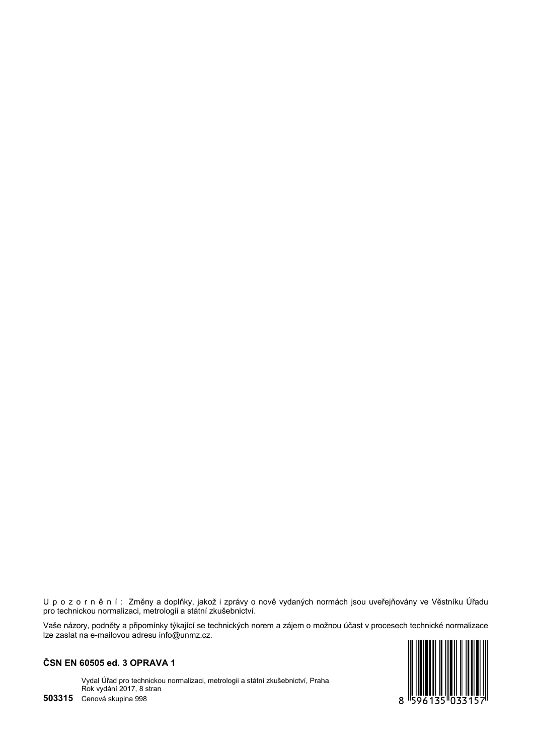U p o z o r n ě n í : Změny a doplňky, jakož i zprávy o nově vydaných normách jsou uveřejňovány ve Věstníku Úřadu pro technickou normalizaci, metrologii a státní zkušebnictví.

Vaše názory, podněty a připomínky týkající se technických norem a zájem o možnou účast v procesech technické normalizace lze zaslat na e-mailovou adresu info@unmz.cz.

**ČSN EN 60505 ed. 3 OPRAVA 1**

Vydal Úřad pro technickou normalizaci, metrologii a státní zkušebnictví, Praha
Rok vydání 2017, 8 stran

**503315** Cenová skupina 998

8 596135 033157